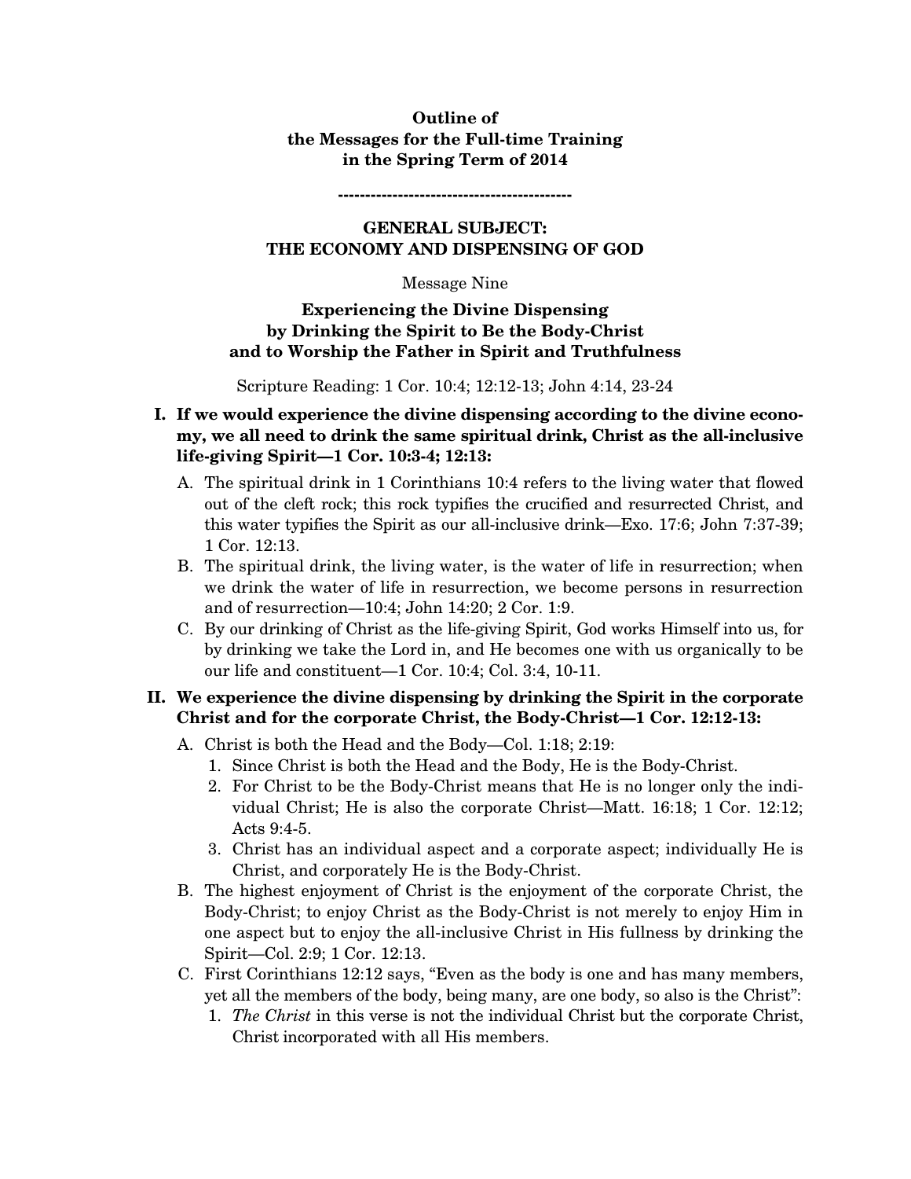**Outline of**
**the Messages for the Full-time Training**
**in the Spring Term of 2014**

**-------------------------------------------**

## GENERAL SUBJECT:
## THE ECONOMY AND DISPENSING OF GOD

Message Nine

### Experiencing the Divine Dispensing by Drinking the Spirit to Be the Body-Christ and to Worship the Father in Spirit and Truthfulness

Scripture Reading: 1 Cor. 10:4; 12:12-13; John 4:14, 23-24

**I. If we would experience the divine dispensing according to the divine economy, we all need to drink the same spiritual drink, Christ as the all-inclusive life-giving Spirit—1 Cor. 10:3-4; 12:13:**

A. The spiritual drink in 1 Corinthians 10:4 refers to the living water that flowed out of the cleft rock; this rock typifies the crucified and resurrected Christ, and this water typifies the Spirit as our all-inclusive drink—Exo. 17:6; John 7:37-39; 1 Cor. 12:13.

B. The spiritual drink, the living water, is the water of life in resurrection; when we drink the water of life in resurrection, we become persons in resurrection and of resurrection—10:4; John 14:20; 2 Cor. 1:9.

C. By our drinking of Christ as the life-giving Spirit, God works Himself into us, for by drinking we take the Lord in, and He becomes one with us organically to be our life and constituent—1 Cor. 10:4; Col. 3:4, 10-11.

**II. We experience the divine dispensing by drinking the Spirit in the corporate Christ and for the corporate Christ, the Body-Christ—1 Cor. 12:12-13:**

A. Christ is both the Head and the Body—Col. 1:18; 2:19:

1. Since Christ is both the Head and the Body, He is the Body-Christ.
2. For Christ to be the Body-Christ means that He is no longer only the individual Christ; He is also the corporate Christ—Matt. 16:18; 1 Cor. 12:12; Acts 9:4-5.
3. Christ has an individual aspect and a corporate aspect; individually He is Christ, and corporately He is the Body-Christ.

B. The highest enjoyment of Christ is the enjoyment of the corporate Christ, the Body-Christ; to enjoy Christ as the Body-Christ is not merely to enjoy Him in one aspect but to enjoy the all-inclusive Christ in His fullness by drinking the Spirit—Col. 2:9; 1 Cor. 12:13.

C. First Corinthians 12:12 says, "Even as the body is one and has many members, yet all the members of the body, being many, are one body, so also is the Christ":

1. *The Christ* in this verse is not the individual Christ but the corporate Christ, Christ incorporated with all His members.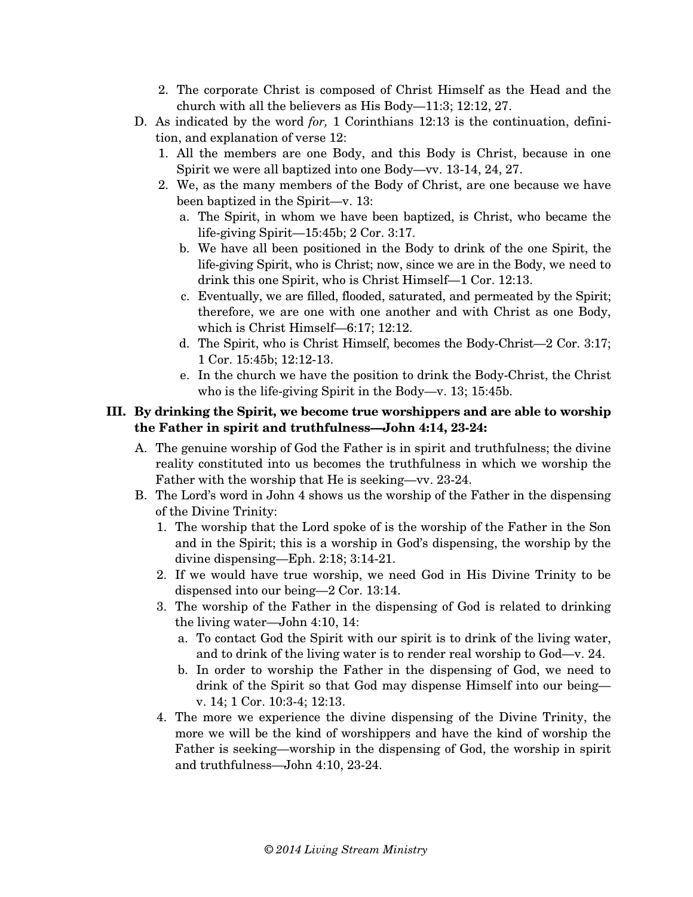2. The corporate Christ is composed of Christ Himself as the Head and the church with all the believers as His Body—11:3; 12:12, 27.

D. As indicated by the word *for,* 1 Corinthians 12:13 is the continuation, definition, and explanation of verse 12:
   1. All the members are one Body, and this Body is Christ, because in one Spirit we were all baptized into one Body—vv. 13-14, 24, 27.
   2. We, as the many members of the Body of Christ, are one because we have been baptized in the Spirit—v. 13:
      a. The Spirit, in whom we have been baptized, is Christ, who became the life-giving Spirit—15:45b; 2 Cor. 3:17.
      b. We have all been positioned in the Body to drink of the one Spirit, the life-giving Spirit, who is Christ; now, since we are in the Body, we need to drink this one Spirit, who is Christ Himself—1 Cor. 12:13.
      c. Eventually, we are filled, flooded, saturated, and permeated by the Spirit; therefore, we are one with one another and with Christ as one Body, which is Christ Himself—6:17; 12:12.
      d. The Spirit, who is Christ Himself, becomes the Body-Christ—2 Cor. 3:17; 1 Cor. 15:45b; 12:12-13.
      e. In the church we have the position to drink the Body-Christ, the Christ who is the life-giving Spirit in the Body—v. 13; 15:45b.

## III. By drinking the Spirit, we become true worshippers and are able to worship the Father in spirit and truthfulness—John 4:14, 23-24:

A. The genuine worship of God the Father is in spirit and truthfulness; the divine reality constituted into us becomes the truthfulness in which we worship the Father with the worship that He is seeking—vv. 23-24.

B. The Lord's word in John 4 shows us the worship of the Father in the dispensing of the Divine Trinity:
   1. The worship that the Lord spoke of is the worship of the Father in the Son and in the Spirit; this is a worship in God's dispensing, the worship by the divine dispensing—Eph. 2:18; 3:14-21.
   2. If we would have true worship, we need God in His Divine Trinity to be dispensed into our being—2 Cor. 13:14.
   3. The worship of the Father in the dispensing of God is related to drinking the living water—John 4:10, 14:
      a. To contact God the Spirit with our spirit is to drink of the living water, and to drink of the living water is to render real worship to God—v. 24.
      b. In order to worship the Father in the dispensing of God, we need to drink of the Spirit so that God may dispense Himself into our being—v. 14; 1 Cor. 10:3-4; 12:13.
   4. The more we experience the divine dispensing of the Divine Trinity, the more we will be the kind of worshippers and have the kind of worship the Father is seeking—worship in the dispensing of God, the worship in spirit and truthfulness—John 4:10, 23-24.

*© 2014 Living Stream Ministry*